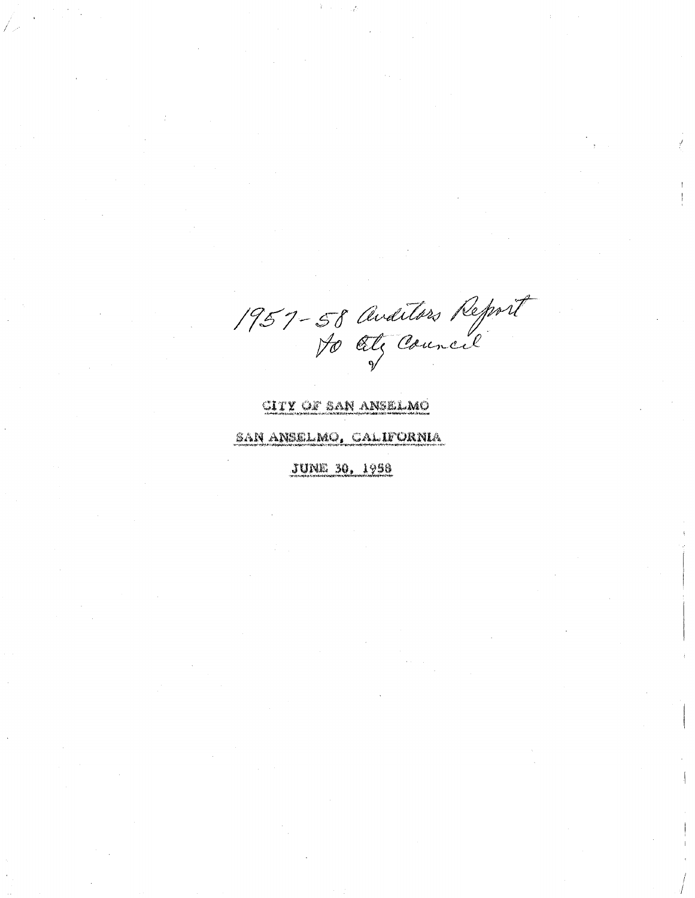1957-58 Auditors Report to City Council

**CITY OF SAN ANSELMO**

**SAN ANSELMO, CALIFORNIA**

**JUNE 30, 1958**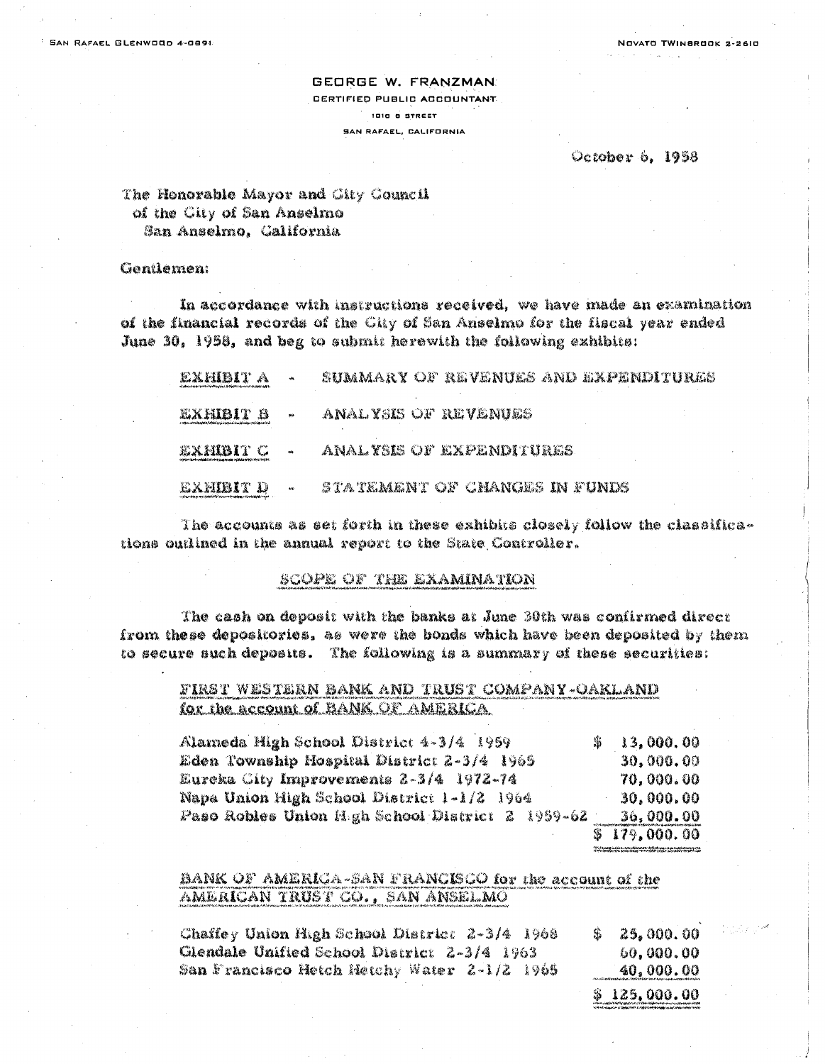SAN RAFAEL GLENWOOD 4-0891 NOVATO TWINBROOK 2-2610

GEORGE W. FRANZMAN
CERTIFIED PUBLIC ACCOUNTANT
1010 B STREET
SAN RAFAEL, CALIFORNIA

October 6, 1958

The Honorable Mayor and City Council
of the City of San Anselmo
San Anselmo, California

Gentlemen:

In accordance with instructions received, we have made an examination of the financial records of the City of San Anselmo for the fiscal year ended June 30, 1958, and beg to submit herewith the following exhibits:

EXHIBIT A - SUMMARY OF REVENUES AND EXPENDITURES

EXHIBIT B - ANALYSIS OF REVENUES

EXHIBIT C - ANALYSIS OF EXPENDITURES

EXHIBIT D - STATEMENT OF CHANGES IN FUNDS

The accounts as set forth in these exhibits closely follow the classifications outlined in the annual report to the State Controller.

## SCOPE OF THE EXAMINATION

The cash on deposit with the banks at June 30th was confirmed direct from these depositories, as were the bonds which have been deposited by them to secure such deposits. The following is a summary of these securities:

FIRST WESTERN BANK AND TRUST COMPANY-OAKLAND for the account of BANK OF AMERICA

| | |
|---|---|
| Alameda High School District 4-3/4 1959 | $ 13,000.00 |
| Eden Township Hospital District 2-3/4 1965 | 30,000.00 |
| Eureka City Improvements 2-3/4 1972-74 | 70,000.00 |
| Napa Union High School District 1-1/2 1964 | 30,000.00 |
| Paso Robles Union High School District 2 1959-62 | 36,000.00 |
| | $ 179,000.00 |

BANK OF AMERICA-SAN FRANCISCO for the account of the AMERICAN TRUST CO., SAN ANSELMO

| | |
|---|---|
| Chaffey Union High School District 2-3/4 1968 | $ 25,000.00 |
| Glendale Unified School District 2-3/4 1963 | 60,000.00 |
| San Francisco Hetch Hetchy Water 2-1/2 1965 | 40,000.00 |
| | $ 125,000.00 |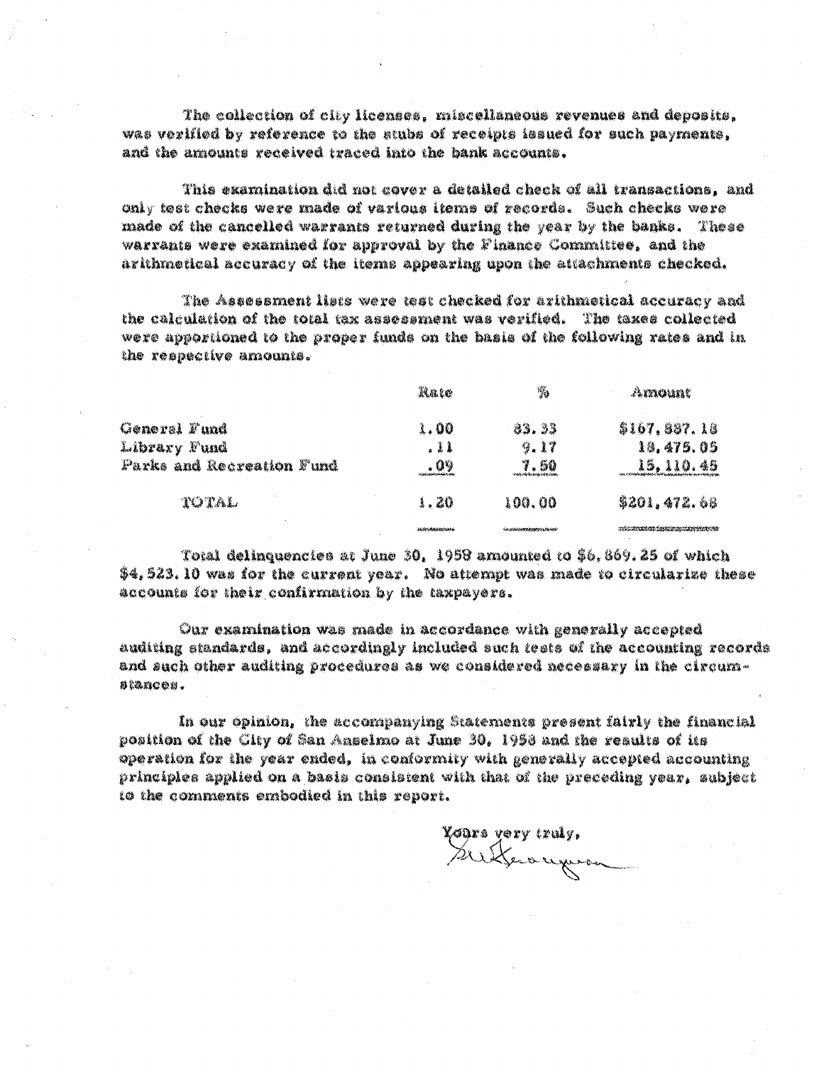The collection of city licenses, miscellaneous revenues and deposits, was verified by reference to the stubs of receipts issued for such payments, and the amounts received traced into the bank accounts.

This examination did not cover a detailed check of all transactions, and only test checks were made of various items of records. Such checks were made of the cancelled warrants returned during the year by the banks. These warrants were examined for approval by the Finance Committee, and the arithmetical accuracy of the items appearing upon the attachments checked.

The Assessment lists were test checked for arithmetical accuracy and the calculation of the total tax assessment was verified. The taxes collected were apportioned to the proper funds on the basis of the following rates and in the respective amounts.

| | Rate | % | Amount |
|---|---|---|---|
| General Fund | 1.00 | 83.33 | $167,887.18 |
| Library Fund | .11 | 9.17 | 18,475.05 |
| Parks and Recreation Fund | .09 | 7.50 | 15,110.45 |
| TOTAL | 1.20 | 100.00 | $201,472.68 |

Total delinquencies at June 30, 1958 amounted to $6,869.25 of which $4,523.10 was for the current year. No attempt was made to circularize these accounts for their confirmation by the taxpayers.

Our examination was made in accordance with generally accepted auditing standards, and accordingly included such tests of the accounting records and such other auditing procedures as we considered necessary in the circumstances.

In our opinion, the accompanying Statements present fairly the financial position of the City of San Anselmo at June 30, 1958 and the results of its operation for the year ended, in conformity with generally accepted accounting principles applied on a basis consistent with that of the preceding year, subject to the comments embodied in this report.

Yours very truly,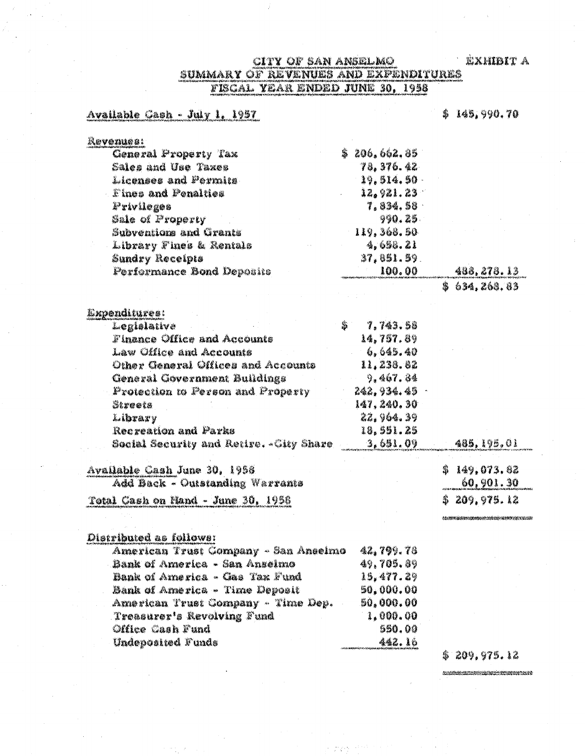# CITY OF SAN ANSELMO

EXHIBIT A

## SUMMARY OF REVENUES AND EXPENDITURES
## FISCAL YEAR ENDED JUNE 30, 1958

| | | |
|---|---|---|
| Available Cash - July 1, 1957 | | $ 145,990.70 |
| **Revenues:** | | |
| General Property Tax | $ 206,662.85 | |
| Sales and Use Taxes | 78,376.42 | |
| Licenses and Permits | 19,514.50 | |
| Fines and Penalties | 12,921.23 | |
| Privileges | 7,834.58 | |
| Sale of Property | 990.25 | |
| Subventions and Grants | 119,368.50 | |
| Library Fines & Rentals | 4,658.21 | |
| Sundry Receipts | 37,851.59 | |
| Performance Bond Deposits | 100.00 | 488,278.13 |
| | | $ 634,268.83 |
| **Expenditures:** | | |
| Legislative | $ 7,743.58 | |
| Finance Office and Accounts | 14,757.89 | |
| Law Office and Accounts | 6,645.40 | |
| Other General Offices and Accounts | 11,238.82 | |
| General Government Buildings | 9,467.84 | |
| Protection to Person and Property | 242,934.45 | |
| Streets | 147,240.30 | |
| Library | 22,964.39 | |
| Recreation and Parks | 18,551.25 | |
| Social Security and Retire. - City Share | 3,651.09 | 485,195.01 |
| Available Cash June 30, 1958 | | $ 149,073.82 |
| Add Back - Outstanding Warrants | | 60,901.30 |
| Total Cash on Hand - June 30, 1958 | | $ 209,975.12 |
| **Distributed as follows:** | | |
| American Trust Company - San Anselmo | 42,799.78 | |
| Bank of America - San Anselmo | 49,705.89 | |
| Bank of America - Gas Tax Fund | 15,477.29 | |
| Bank of America - Time Deposit | 50,000.00 | |
| American Trust Company - Time Dep. | 50,000.00 | |
| Treasurer's Revolving Fund | 1,000.00 | |
| Office Cash Fund | 550.00 | |
| Undeposited Funds | 442.16 | |
| | | $ 209,975.12 |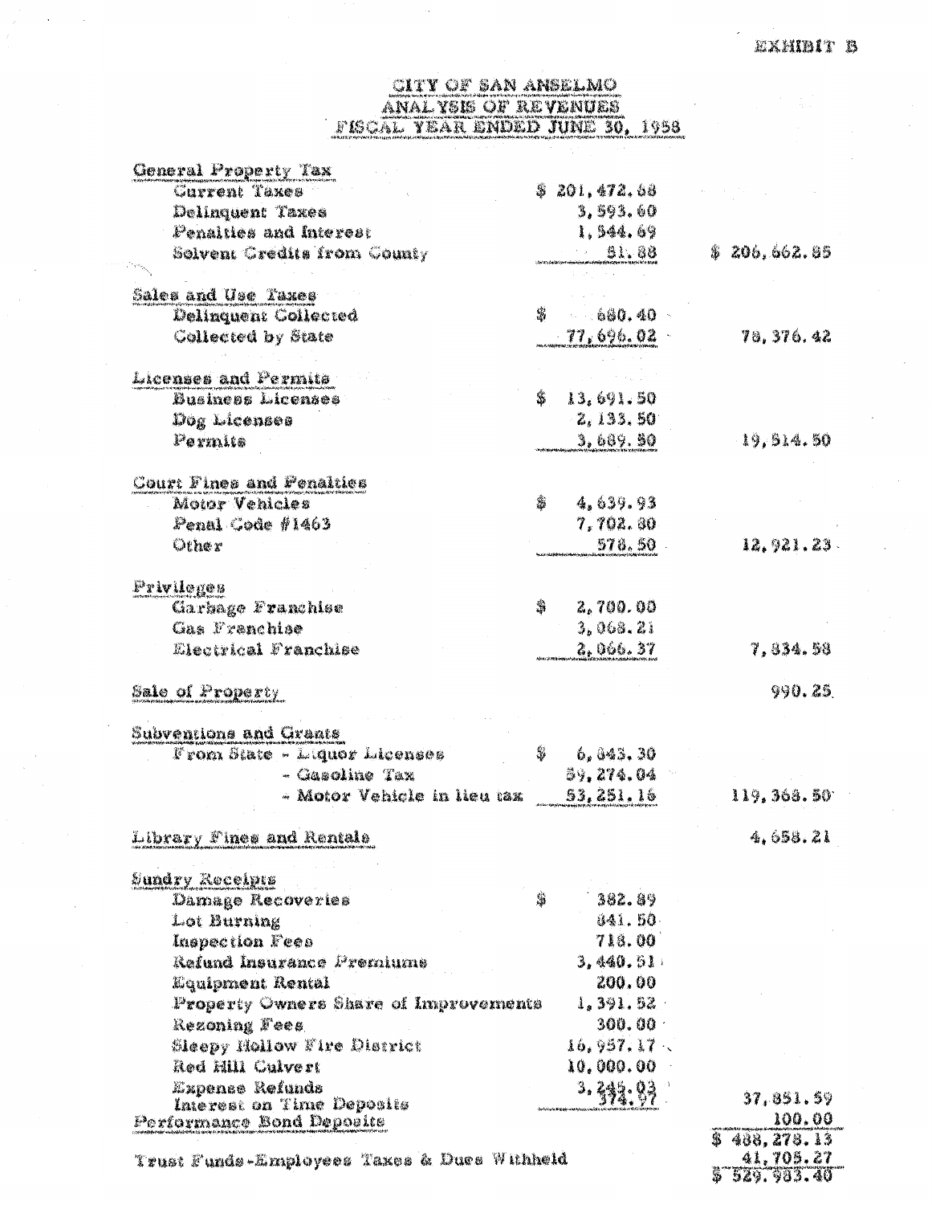EXHIBIT B

# CITY OF SAN ANSELMO
## ANALYSIS OF REVENUES
## FISCAL YEAR ENDED JUNE 30, 1958

| | | |
|---|---|---|
| **General Property Tax** | | |
| Current Taxes | $ 201,472.68 | |
| Delinquent Taxes | 3,593.60 | |
| Penalties and Interest | 1,544.69 | |
| Solvent Credits from County | 51.88 | $ 206,662.85 |
| **Sales and Use Taxes** | | |
| Delinquent Collected | $ 680.40 | |
| Collected by State | 77,696.02 | 78,376.42 |
| **Licenses and Permits** | | |
| Business Licenses | $ 13,691.50 | |
| Dog Licenses | 2,133.50 | |
| Permits | 3,689.50 | 19,514.50 |
| **Court Fines and Penalties** | | |
| Motor Vehicles | $ 4,639.93 | |
| Penal Code #1463 | 7,702.80 | |
| Other | 578.50 | 12,921.23 |
| **Privileges** | | |
| Garbage Franchise | $ 2,700.00 | |
| Gas Franchise | 3,068.21 | |
| Electrical Franchise | 2,066.37 | 7,834.58 |
| **Sale of Property** | | 990.25 |
| **Subventions and Grants** | | |
| From State - Liquor Licenses | $ 6,843.30 | |
| - Gasoline Tax | 59,274.04 | |
| - Motor Vehicle in lieu tax | 53,251.16 | 119,368.50 |
| **Library Fines and Rentals** | | 4,658.21 |
| **Sundry Receipts** | | |
| Damage Recoveries | $ 382.89 | |
| Lot Burning | 841.50 | |
| Inspection Fees | 718.00 | |
| Refund Insurance Premiums | 3,440.51 | |
| Equipment Rental | 200.00 | |
| Property Owners Share of Improvements | 1,391.52 | |
| Rezoning Fees | 300.00 | |
| Sleepy Hollow Fire District | 16,957.17 | |
| Red Hill Culvert | 10,000.00 | |
| Expense Refunds | 3,245.03 | |
| Interest on Time Deposits | 374.97 | 37,851.59 |
| **Performance Bond Deposits** | | 100.00 |
| | | $ 488,278.13 |
| Trust Funds-Employees Taxes & Dues Withheld | | 41,705.27 |
| | | $ 529,983.40 |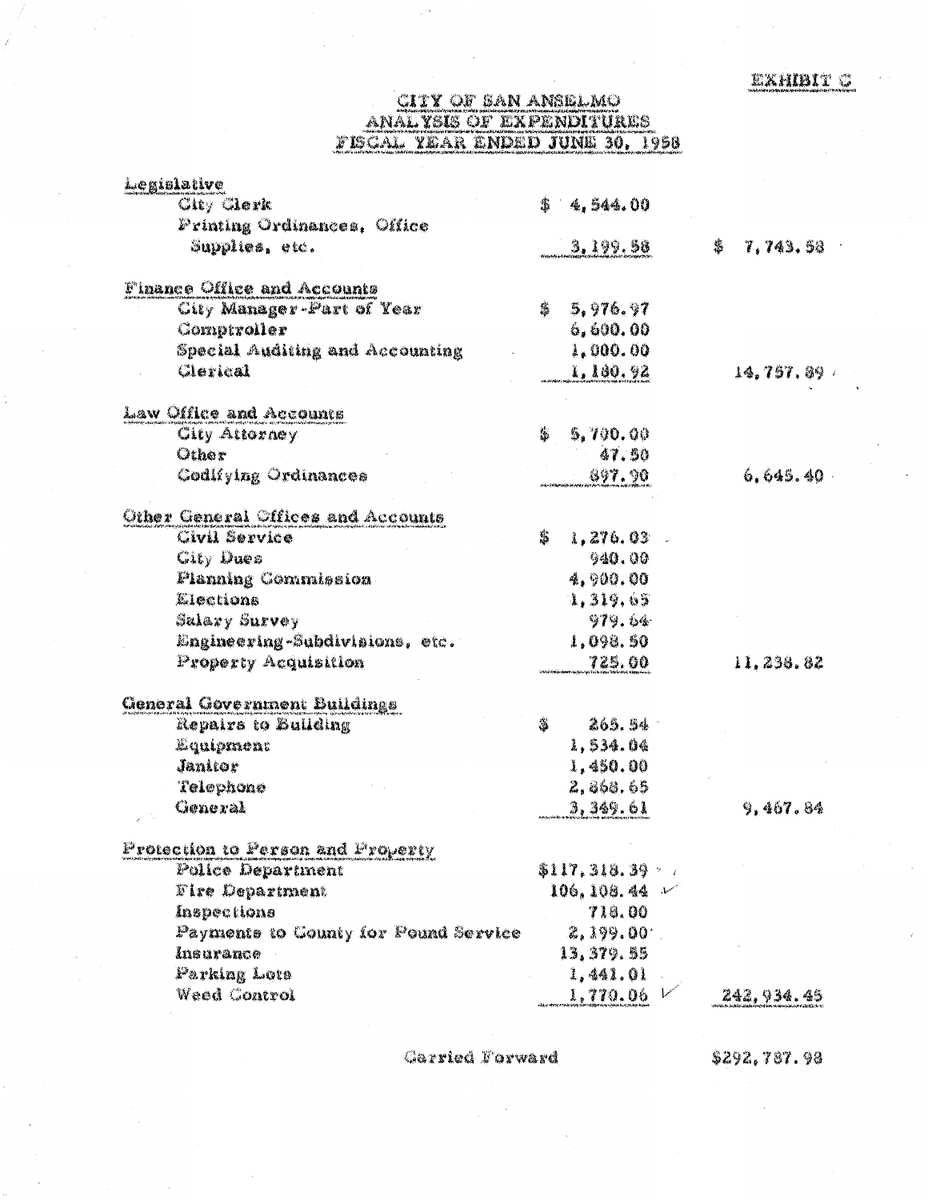EXHIBIT C

# CITY OF SAN ANSELMO
## ANALYSIS OF EXPENDITURES
## FISCAL YEAR ENDED JUNE 30, 1958

| | | |
|---|---|---|
| **Legislative** | | |
| City Clerk | $ 4,544.00 | |
| Printing Ordinances, Office Supplies, etc. | 3,199.58 | $ 7,743.58 |
| **Finance Office and Accounts** | | |
| City Manager-Part of Year | $ 5,976.97 | |
| Comptroller | 6,600.00 | |
| Special Auditing and Accounting | 1,000.00 | |
| Clerical | 1,180.92 | 14,757.89 |
| **Law Office and Accounts** | | |
| City Attorney | $ 5,700.00 | |
| Other | 47.50 | |
| Codifying Ordinances | 897.90 | 6,645.40 |
| **Other General Offices and Accounts** | | |
| Civil Service | $ 1,276.03 | |
| City Dues | 940.00 | |
| Planning Commission | 4,900.00 | |
| Elections | 1,319.65 | |
| Salary Survey | 979.64 | |
| Engineering-Subdivisions, etc. | 1,098.50 | |
| Property Acquisition | 725.00 | 11,238.82 |
| **General Government Buildings** | | |
| Repairs to Building | $ 265.54 | |
| Equipment | 1,534.04 | |
| Janitor | 1,450.00 | |
| Telephone | 2,868.65 | |
| General | 3,349.61 | 9,467.84 |
| **Protection to Person and Property** | | |
| Police Department | $117,318.39 | |
| Fire Department | 106,108.44 | |
| Inspections | 718.00 | |
| Payments to County for Pound Service | 2,199.00 | |
| Insurance | 13,379.55 | |
| Parking Lots | 1,441.01 | |
| Weed Control | 1,770.06 | 242,934.45 |
| | | |
| Carried Forward | | $292,787.98 |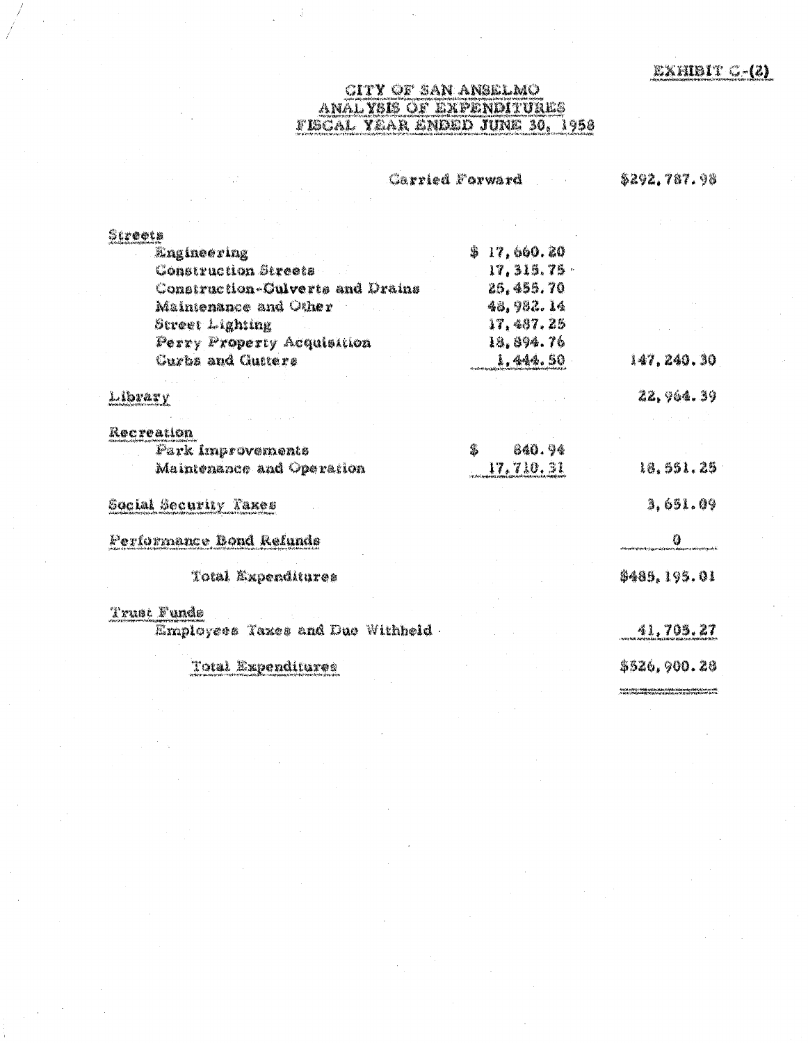EXHIBIT C-(2)

# CITY OF SAN ANSELMO
## ANALYSIS OF EXPENDITURES
## FISCAL YEAR ENDED JUNE 30, 1958

| | | |
|---|---|---|
| Carried Forward | | $292,787.98 |
| **Streets** | | |
| Engineering | $ 17,660.20 | |
| Construction Streets | 17,315.75 | |
| Construction-Culverts and Drains | 25,455.70 | |
| Maintenance and Other | 48,982.14 | |
| Street Lighting | 17,487.25 | |
| Perry Property Acquisition | 18,894.76 | |
| Curbs and Gutters | 1,444.50 | 147,240.30 |
| **Library** | | 22,964.39 |
| **Recreation** | | |
| Park Improvements | $ 840.94 | |
| Maintenance and Operation | 17,710.31 | 18,551.25 |
| **Social Security Taxes** | | 3,651.09 |
| **Performance Bond Refunds** | | 0 |
| Total Expenditures | | $485,195.01 |
| **Trust Funds** | | |
| Employees Taxes and Due Withheld | | 41,705.27 |
| Total Expenditures | | $526,900.28 |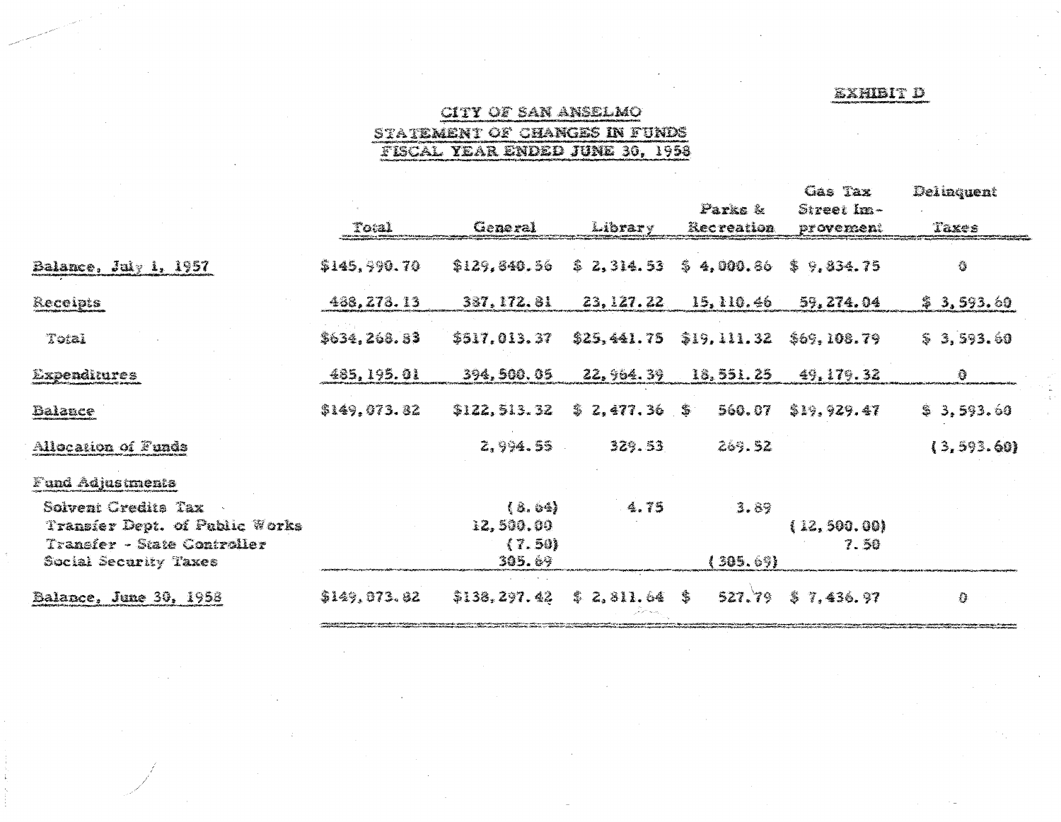EXHIBIT D

# CITY OF SAN ANSELMO
## STATEMENT OF CHANGES IN FUNDS
## FISCAL YEAR ENDED JUNE 30, 1958

| | Total | General | Library | Parks & Recreation | Gas Tax Street Improvement | Delinquent Taxes |
|---|---|---|---|---|---|---|
| Balance, July 1, 1957 | $145,990.70 | $129,840.56 | $ 2,314.53 | $ 4,000.86 | $ 9,834.75 | 0 |
| Receipts | 488,278.13 | 387,172.81 | 23,127.22 | 15,110.46 | 59,274.04 | $ 3,593.60 |
| Total | $634,268.83 | $517,013.37 | $25,441.75 | $19,111.32 | $69,108.79 | $ 3,593.60 |
| Expenditures | 485,195.01 | 394,500.05 | 22,964.39 | 18,551.25 | 49,179.32 | 0 |
| Balance | $149,073.82 | $122,513.32 | $ 2,477.36 | $ 560.07 | $19,929.47 | $ 3,593.60 |
| Allocation of Funds | | 2,994.55 | 329.53 | 269.52 | | (3,593.60) |
| Fund Adjustments | | | | | | |
| Solvent Credits Tax | | (8.64) | 4.75 | 3.89 | | |
| Transfer Dept. of Public Works | | 12,500.00 | | | (12,500.00) | |
| Transfer - State Controller | | (7.50) | | | 7.50 | |
| Social Security Taxes | | 305.69 | | (305.69) | | |
| Balance, June 30, 1958 | $149,073.82 | $138,297.42 | $ 2,811.64 | $ 527.79 | $ 7,436.97 | 0 |